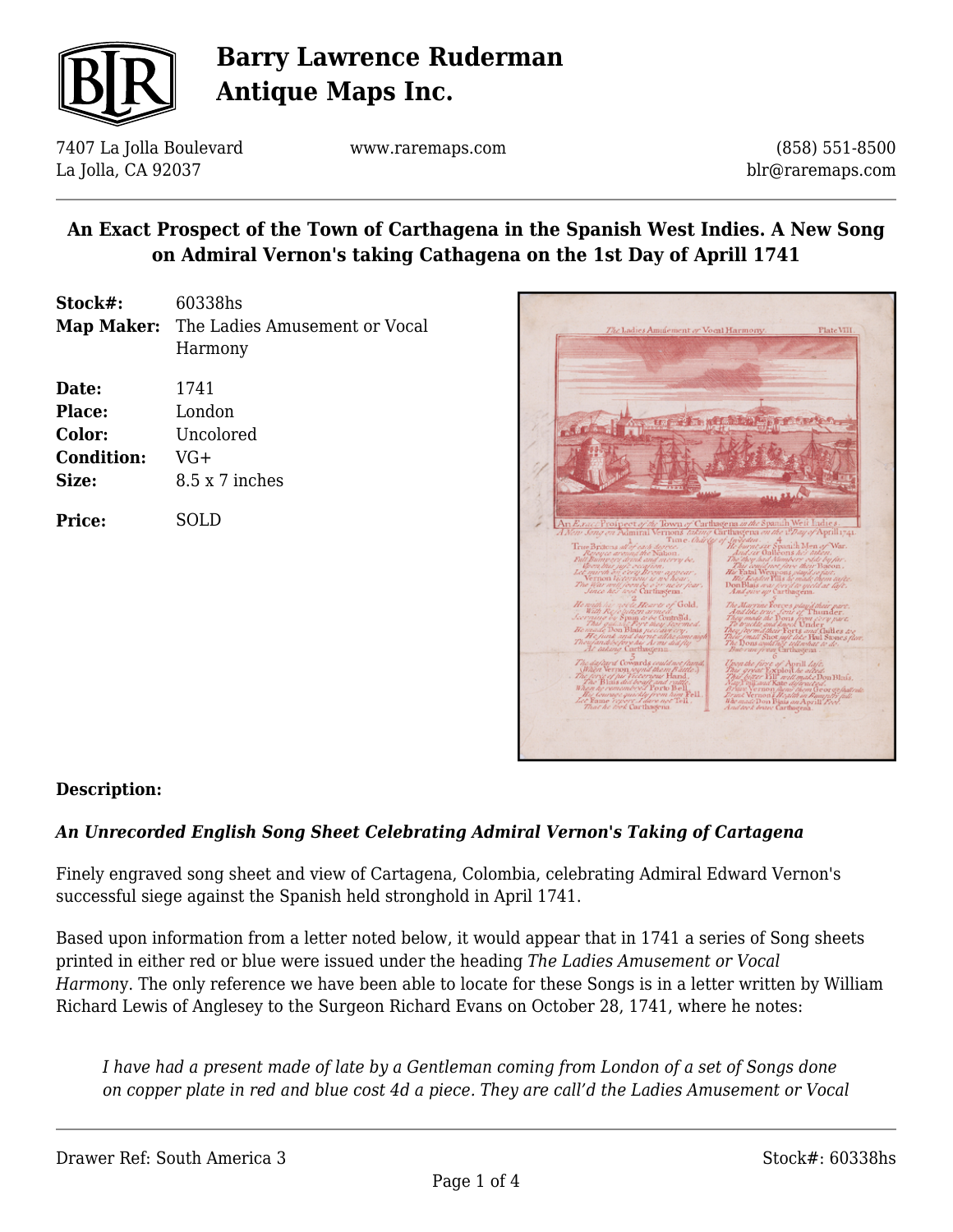# Barry Lawrence Ruderman Antique Maps Inc.

7407 La Jolla Boulevard
La Jolla, CA 92037

www.raremaps.com

(858) 551-8500
blr@raremaps.com

## An Exact Prospect of the Town of Carthagena in the Spanish West Indies. A New Song on Admiral Vernon's taking Cathagena on the 1st Day of Aprill 1741

| | |
|---|---|
| **Stock#:** | 60338hs |
| **Map Maker:** | The Ladies Amusement or Vocal Harmony |
| **Date:** | 1741 |
| **Place:** | London |
| **Color:** | Uncolored |
| **Condition:** | VG+ |
| **Size:** | 8.5 x 7 inches |
| **Price:** | SOLD |

### Description:

***An Unrecorded English Song Sheet Celebrating Admiral Vernon's Taking of Cartagena***

Finely engraved song sheet and view of Cartagena, Colombia, celebrating Admiral Edward Vernon's successful siege against the Spanish held stronghold in April 1741.

Based upon information from a letter noted below, it would appear that in 1741 a series of Song sheets printed in either red or blue were issued under the heading *The Ladies Amusement or Vocal Harmon*y. The only reference we have been able to locate for these Songs is in a letter written by William Richard Lewis of Anglesey to the Surgeon Richard Evans on October 28, 1741, where he notes:

> *I have had a present made of late by a Gentleman coming from London of a set of Songs done on copper plate in red and blue cost 4d a piece. They are call'd the Ladies Amusement or Vocal*

Drawer Ref: South America 3

Stock#: 60338hs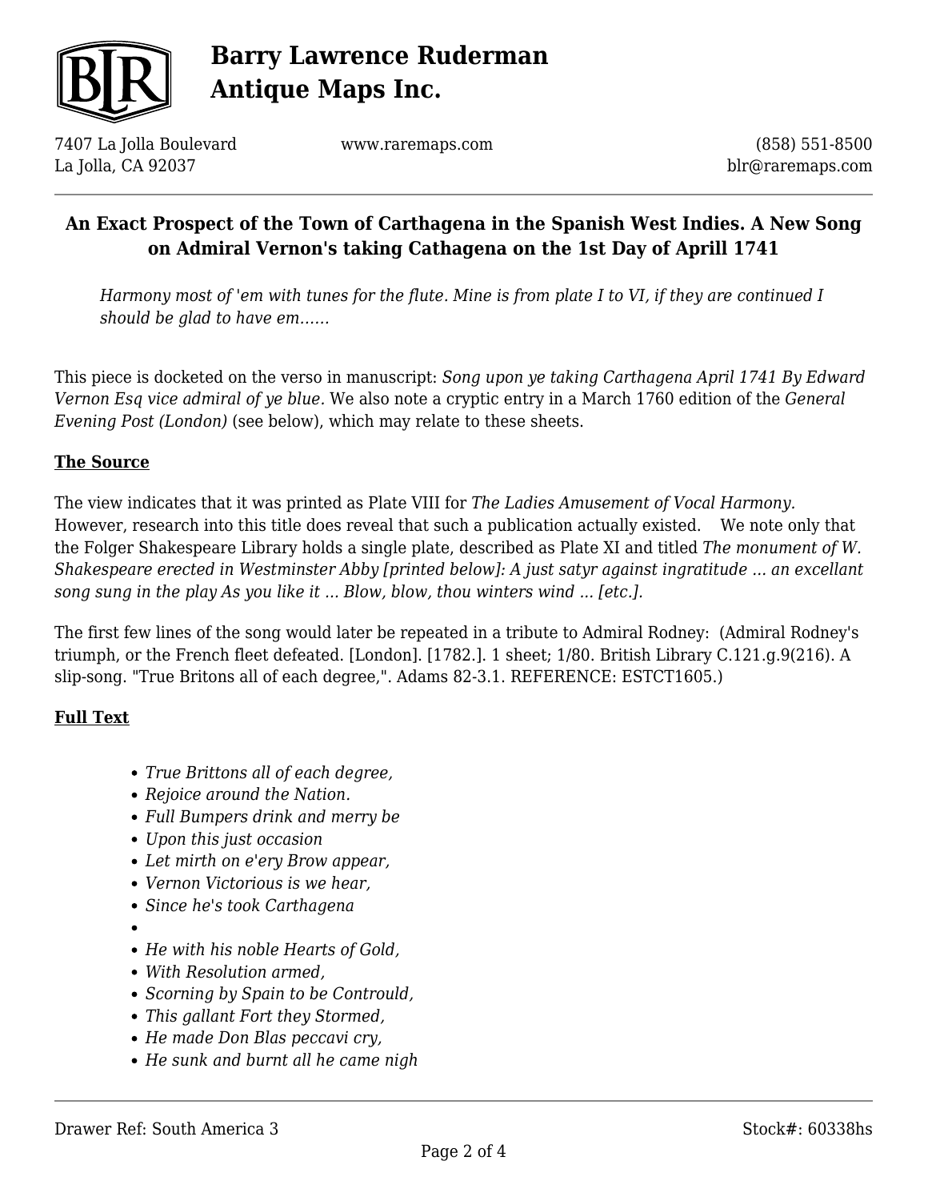**An Exact Prospect of the Town of Carthagena in the Spanish West Indies. A New Song on Admiral Vernon's taking Cathagena on the 1st Day of Aprill 1741**

> *Harmony most of 'em with tunes for the flute. Mine is from plate I to VI, if they are continued I should be glad to have em......*

This piece is docketed on the verso in manuscript: *Song upon ye taking Carthagena April 1741 By Edward Vernon Esq vice admiral of ye blue.* We also note a cryptic entry in a March 1760 edition of the *General Evening Post (London)* (see below), which may relate to these sheets.

**The Source**

The view indicates that it was printed as Plate VIII for *The Ladies Amusement of Vocal Harmony.* However, research into this title does reveal that such a publication actually existed. We note only that the Folger Shakespeare Library holds a single plate, described as Plate XI and titled *The monument of W. Shakespeare erected in Westminster Abby [printed below]: A just satyr against ingratitude ... an excellant song sung in the play As you like it ... Blow, blow, thou winters wind ... [etc.].*

The first few lines of the song would later be repeated in a tribute to Admiral Rodney: (Admiral Rodney's triumph, or the French fleet defeated. [London]. [1782.]. 1 sheet; 1/80. British Library C.121.g.9(216). A slip-song. "True Britons all of each degree,". Adams 82-3.1. REFERENCE: ESTCT1605.)

**Full Text**

- *True Brittons all of each degree,*
- *Rejoice around the Nation.*
- *Full Bumpers drink and merry be*
- *Upon this just occasion*
- *Let mirth on e'ery Brow appear,*
- *Vernon Victorious is we hear,*
- *Since he's took Carthagena*
- 
- *He with his noble Hearts of Gold,*
- *With Resolution armed,*
- *Scorning by Spain to be Contrould,*
- *This gallant Fort they Stormed,*
- *He made Don Blas peccavi cry,*
- *He sunk and burnt all he came nigh*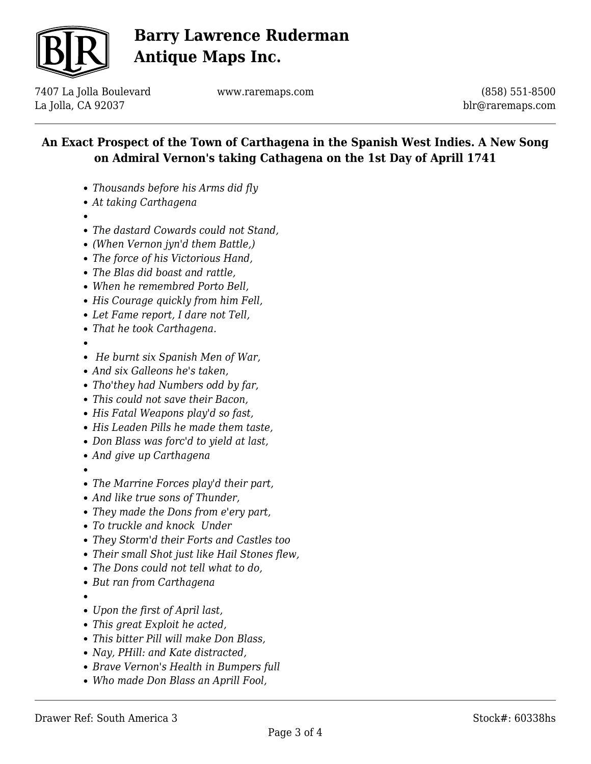**An Exact Prospect of the Town of Carthagena in the Spanish West Indies. A New Song on Admiral Vernon's taking Cathagena on the 1st Day of Aprill 1741**

- *Thousands before his Arms did fly*
- *At taking Carthagena*
- 
- *The dastard Cowards could not Stand,*
- *(When Vernon jyn'd them Battle,)*
- *The force of his Victorious Hand,*
- *The Blas did boast and rattle,*
- *When he remembred Porto Bell,*
- *His Courage quickly from him Fell,*
- *Let Fame report, I dare not Tell,*
- *That he took Carthagena.*
- 
- *He burnt six Spanish Men of War,*
- *And six Galleons he's taken,*
- *Tho'they had Numbers odd by far,*
- *This could not save their Bacon,*
- *His Fatal Weapons play'd so fast,*
- *His Leaden Pills he made them taste,*
- *Don Blass was forc'd to yield at last,*
- *And give up Carthagena*
- 
- *The Marrine Forces play'd their part,*
- *And like true sons of Thunder,*
- *They made the Dons from e'ery part,*
- *To truckle and knock Under*
- *They Storm'd their Forts and Castles too*
- *Their small Shot just like Hail Stones flew,*
- *The Dons could not tell what to do,*
- *But ran from Carthagena*
- 
- *Upon the first of April last,*
- *This great Exploit he acted,*
- *This bitter Pill will make Don Blass,*
- *Nay, PHill: and Kate distracted,*
- *Brave Vernon's Health in Bumpers full*
- *Who made Don Blass an Aprill Fool,*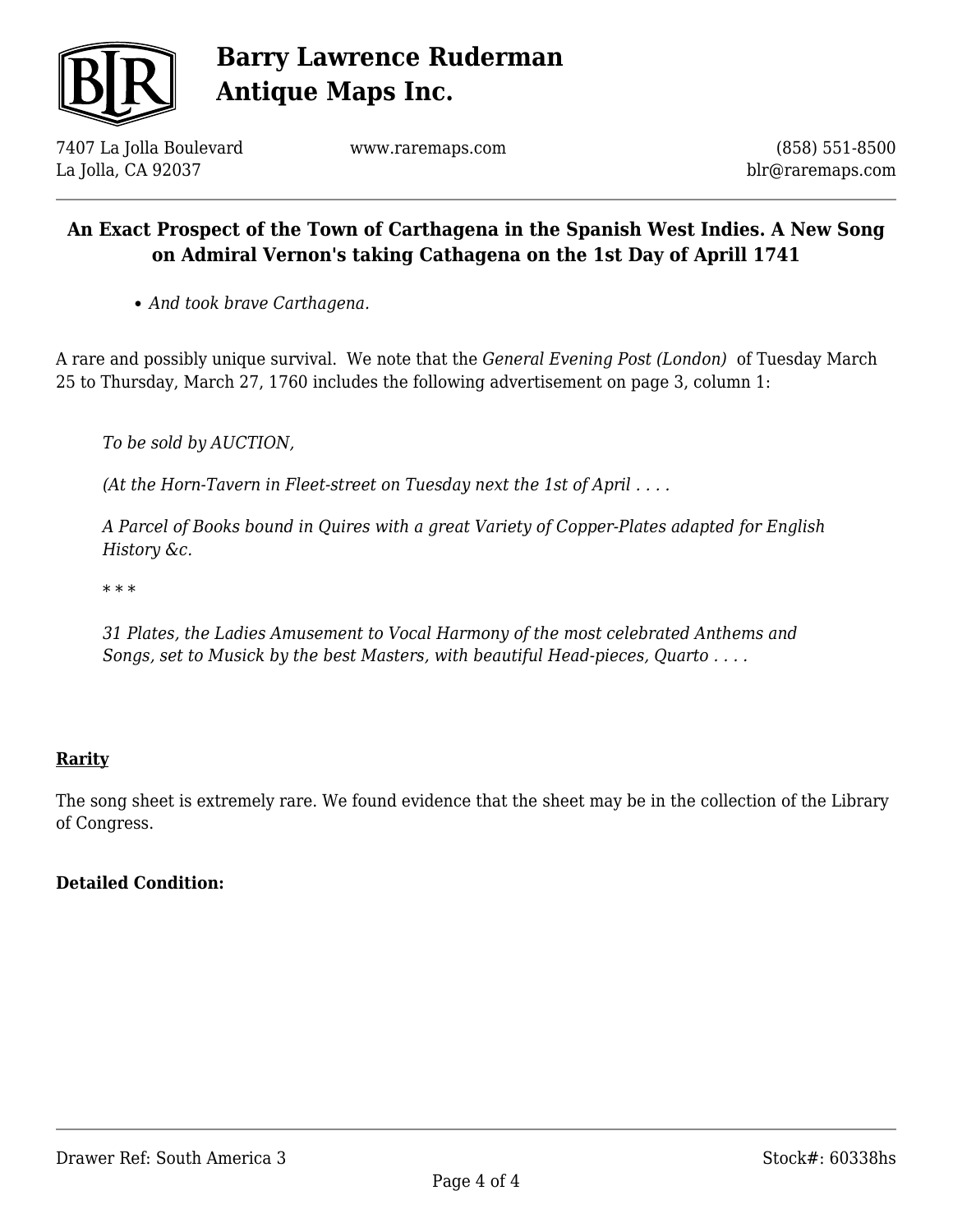**An Exact Prospect of the Town of Carthagena in the Spanish West Indies. A New Song on Admiral Vernon's taking Cathagena on the 1st Day of Aprill 1741**

- *And took brave Carthagena.*

A rare and possibly unique survival. We note that the *General Evening Post (London)* of Tuesday March 25 to Thursday, March 27, 1760 includes the following advertisement on page 3, column 1:

> *To be sold by AUCTION,*
>
> *(At the Horn-Tavern in Fleet-street on Tuesday next the 1st of April . . . .*
>
> *A Parcel of Books bound in Quires with a great Variety of Copper-Plates adapted for English History &c.*
>
> *\* \* \**
>
> *31 Plates, the Ladies Amusement to Vocal Harmony of the most celebrated Anthems and Songs, set to Musick by the best Masters, with beautiful Head-pieces, Quarto . . . .*

**Rarity**

The song sheet is extremely rare. We found evidence that the sheet may be in the collection of the Library of Congress.

**Detailed Condition:**